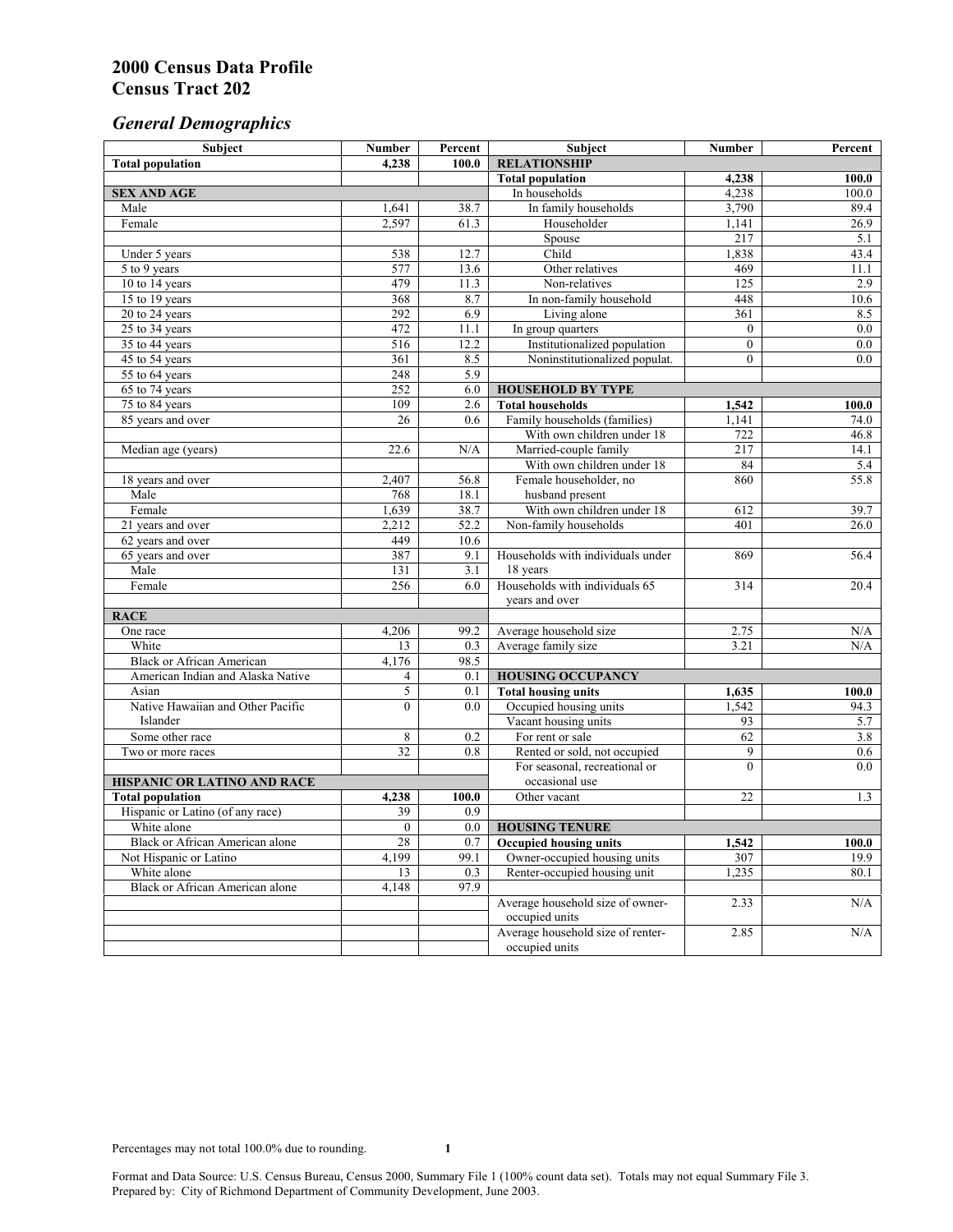# 2000 Census Data Profile
# Census Tract 202

## *General Demographics*

| Subject | Number | Percent | Subject | Number | Percent |
|---|---|---|---|---|---|
| **Total population** | **4,238** | **100.0** | **RELATIONSHIP** | | |
| | | | **Total population** | **4,238** | **100.0** |
| **SEX AND AGE** | | | In households | 4,238 | 100.0 |
| Male | 1,641 | 38.7 | In family households | 3,790 | 89.4 |
| Female | 2,597 | 61.3 | Householder | 1,141 | 26.9 |
| | | | Spouse | 217 | 5.1 |
| Under 5 years | 538 | 12.7 | Child | 1,838 | 43.4 |
| 5 to 9 years | 577 | 13.6 | Other relatives | 469 | 11.1 |
| 10 to 14 years | 479 | 11.3 | Non-relatives | 125 | 2.9 |
| 15 to 19 years | 368 | 8.7 | In non-family household | 448 | 10.6 |
| 20 to 24 years | 292 | 6.9 | Living alone | 361 | 8.5 |
| 25 to 34 years | 472 | 11.1 | In group quarters | 0 | 0.0 |
| 35 to 44 years | 516 | 12.2 | Institutionalized population | 0 | 0.0 |
| 45 to 54 years | 361 | 8.5 | Noninstitutionalized populat. | 0 | 0.0 |
| 55 to 64 years | 248 | 5.9 | | | |
| 65 to 74 years | 252 | 6.0 | **HOUSEHOLD BY TYPE** | | |
| 75 to 84 years | 109 | 2.6 | **Total households** | **1,542** | **100.0** |
| 85 years and over | 26 | 0.6 | Family households (families) | 1,141 | 74.0 |
| | | | With own children under 18 | 722 | 46.8 |
| Median age (years) | 22.6 | N/A | Married-couple family | 217 | 14.1 |
| | | | With own children under 18 | 84 | 5.4 |
| 18 years and over | 2,407 | 56.8 | Female householder, no husband present | 860 | 55.8 |
| Male | 768 | 18.1 | | | |
| Female | 1,639 | 38.7 | With own children under 18 | 612 | 39.7 |
| 21 years and over | 2,212 | 52.2 | Non-family households | 401 | 26.0 |
| 62 years and over | 449 | 10.6 | | | |
| 65 years and over | 387 | 9.1 | Households with individuals under 18 years | 869 | 56.4 |
| Male | 131 | 3.1 | | | |
| Female | 256 | 6.0 | Households with individuals 65 years and over | 314 | 20.4 |
| **RACE** | | | | | |
| One race | 4,206 | 99.2 | Average household size | 2.75 | N/A |
| White | 13 | 0.3 | Average family size | 3.21 | N/A |
| Black or African American | 4,176 | 98.5 | | | |
| American Indian and Alaska Native | 4 | 0.1 | **HOUSING OCCUPANCY** | | |
| Asian | 5 | 0.1 | **Total housing units** | **1,635** | **100.0** |
| Native Hawaiian and Other Pacific Islander | 0 | 0.0 | Occupied housing units | 1,542 | 94.3 |
| | | | Vacant housing units | 93 | 5.7 |
| Some other race | 8 | 0.2 | For rent or sale | 62 | 3.8 |
| Two or more races | 32 | 0.8 | Rented or sold, not occupied | 9 | 0.6 |
| | | | For seasonal, recreational or occasional use | 0 | 0.0 |
| **HISPANIC OR LATINO AND RACE** | | | | | |
| **Total population** | **4,238** | **100.0** | Other vacant | 22 | 1.3 |
| Hispanic or Latino (of any race) | 39 | 0.9 | | | |
| White alone | 0 | 0.0 | **HOUSING TENURE** | | |
| Black or African American alone | 28 | 0.7 | **Occupied housing units** | **1,542** | **100.0** |
| Not Hispanic or Latino | 4,199 | 99.1 | Owner-occupied housing units | 307 | 19.9 |
| White alone | 13 | 0.3 | Renter-occupied housing unit | 1,235 | 80.1 |
| Black or African American alone | 4,148 | 97.9 | | | |
| | | | Average household size of owner-occupied units | 2.33 | N/A |
| | | | Average household size of renter-occupied units | 2.85 | N/A |

Percentages may not total 100.0% due to rounding.

Format and Data Source: U.S. Census Bureau, Census 2000, Summary File 1 (100% count data set). Totals may not equal Summary File 3.
Prepared by: City of Richmond Department of Community Development, June 2003.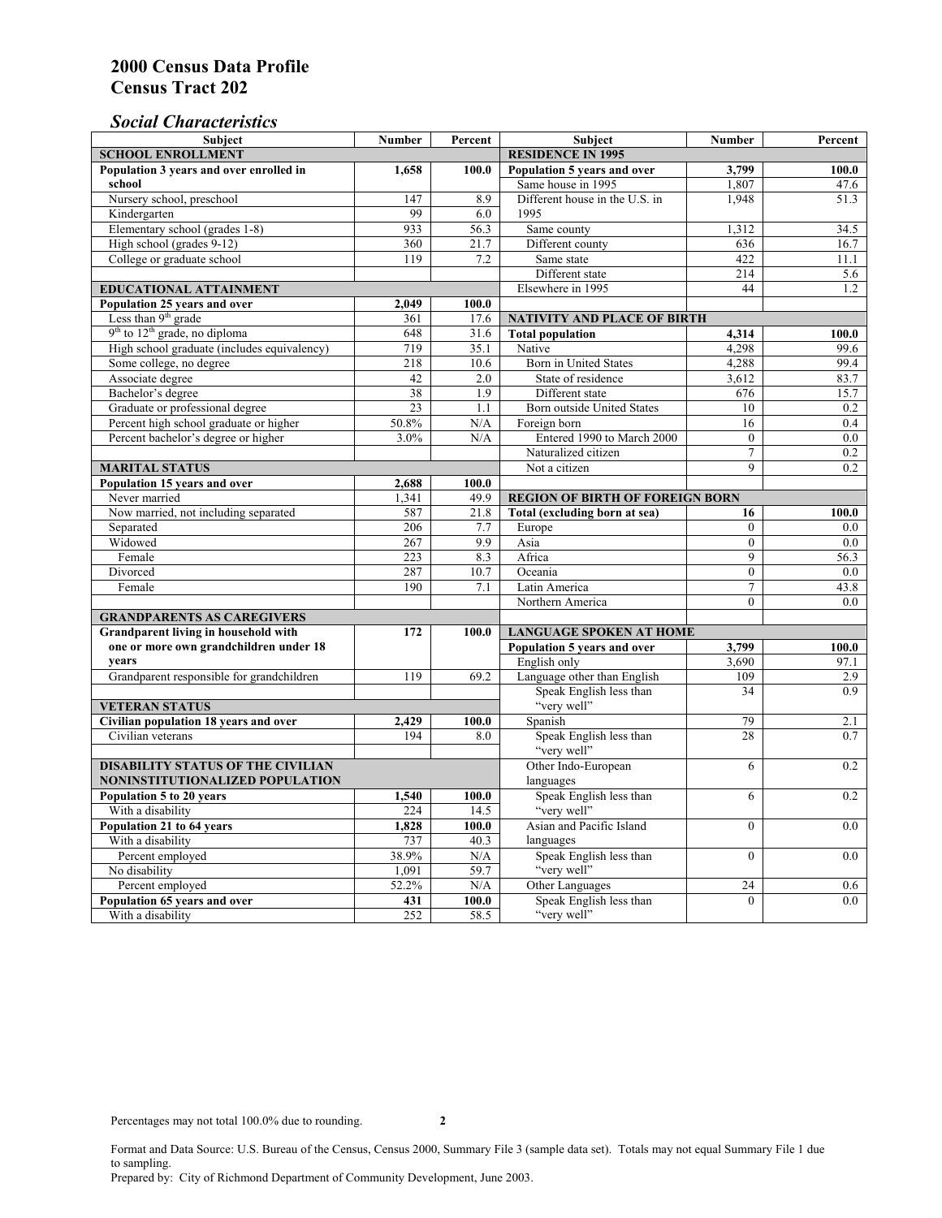# 2000 Census Data Profile
# Census Tract 202

## *Social Characteristics*

| Subject | Number | Percent |
|---|---|---|
| **SCHOOL ENROLLMENT** | | |
| **Population 3 years and over enrolled in school** | **1,658** | **100.0** |
| Nursery school, preschool | 147 | 8.9 |
| Kindergarten | 99 | 6.0 |
| Elementary school (grades 1-8) | 933 | 56.3 |
| High school (grades 9-12) | 360 | 21.7 |
| College or graduate school | 119 | 7.2 |
| **EDUCATIONAL ATTAINMENT** | | |
| **Population 25 years and over** | **2,049** | **100.0** |
| Less than 9th grade | 361 | 17.6 |
| 9th to 12th grade, no diploma | 648 | 31.6 |
| High school graduate (includes equivalency) | 719 | 35.1 |
| Some college, no degree | 218 | 10.6 |
| Associate degree | 42 | 2.0 |
| Bachelor's degree | 38 | 1.9 |
| Graduate or professional degree | 23 | 1.1 |
| Percent high school graduate or higher | 50.8% | N/A |
| Percent bachelor's degree or higher | 3.0% | N/A |
| **MARITAL STATUS** | | |
| **Population 15 years and over** | **2,688** | **100.0** |
| Never married | 1,341 | 49.9 |
| Now married, not including separated | 587 | 21.8 |
| Separated | 206 | 7.7 |
| Widowed | 267 | 9.9 |
| Female | 223 | 8.3 |
| Divorced | 287 | 10.7 |
| Female | 190 | 7.1 |
| **GRANDPARENTS AS CAREGIVERS** | | |
| **Grandparent living in household with one or more own grandchildren under 18 years** | **172** | **100.0** |
| Grandparent responsible for grandchildren | 119 | 69.2 |
| **VETERAN STATUS** | | |
| **Civilian population 18 years and over** | **2,429** | **100.0** |
| Civilian veterans | 194 | 8.0 |
| **DISABILITY STATUS OF THE CIVILIAN NONINSTITUTIONALIZED POPULATION** | | |
| **Population 5 to 20 years** | **1,540** | **100.0** |
| With a disability | 224 | 14.5 |
| **Population 21 to 64 years** | **1,828** | **100.0** |
| With a disability | 737 | 40.3 |
| Percent employed | 38.9% | N/A |
| No disability | 1,091 | 59.7 |
| Percent employed | 52.2% | N/A |
| **Population 65 years and over** | **431** | **100.0** |
| With a disability | 252 | 58.5 |

| Subject | Number | Percent |
|---|---|---|
| **RESIDENCE IN 1995** | | |
| **Population 5 years and over** | **3,799** | **100.0** |
| Same house in 1995 | 1,807 | 47.6 |
| Different house in the U.S. in 1995 | 1,948 | 51.3 |
| Same county | 1,312 | 34.5 |
| Different county | 636 | 16.7 |
| Same state | 422 | 11.1 |
| Different state | 214 | 5.6 |
| Elsewhere in 1995 | 44 | 1.2 |
| **NATIVITY AND PLACE OF BIRTH** | | |
| **Total population** | **4,314** | **100.0** |
| Native | 4,298 | 99.6 |
| Born in United States | 4,288 | 99.4 |
| State of residence | 3,612 | 83.7 |
| Different state | 676 | 15.7 |
| Born outside United States | 10 | 0.2 |
| Foreign born | 16 | 0.4 |
| Entered 1990 to March 2000 | 0 | 0.0 |
| Naturalized citizen | 7 | 0.2 |
| Not a citizen | 9 | 0.2 |
| **REGION OF BIRTH OF FOREIGN BORN** | | |
| **Total (excluding born at sea)** | **16** | **100.0** |
| Europe | 0 | 0.0 |
| Asia | 0 | 0.0 |
| Africa | 9 | 56.3 |
| Oceania | 0 | 0.0 |
| Latin America | 7 | 43.8 |
| Northern America | 0 | 0.0 |
| **LANGUAGE SPOKEN AT HOME** | | |
| **Population 5 years and over** | **3,799** | **100.0** |
| English only | 3,690 | 97.1 |
| Language other than English | 109 | 2.9 |
| Speak English less than "very well" | 34 | 0.9 |
| Spanish | 79 | 2.1 |
| Speak English less than "very well" | 28 | 0.7 |
| Other Indo-European languages | 6 | 0.2 |
| Speak English less than "very well" | 6 | 0.2 |
| Asian and Pacific Island languages | 0 | 0.0 |
| Speak English less than "very well" | 0 | 0.0 |
| Other Languages | 24 | 0.6 |
| Speak English less than "very well" | 0 | 0.0 |

Percentages may not total 100.0% due to rounding.

Format and Data Source: U.S. Bureau of the Census, Census 2000, Summary File 3 (sample data set). Totals may not equal Summary File 1 due to sampling.
Prepared by: City of Richmond Department of Community Development, June 2003.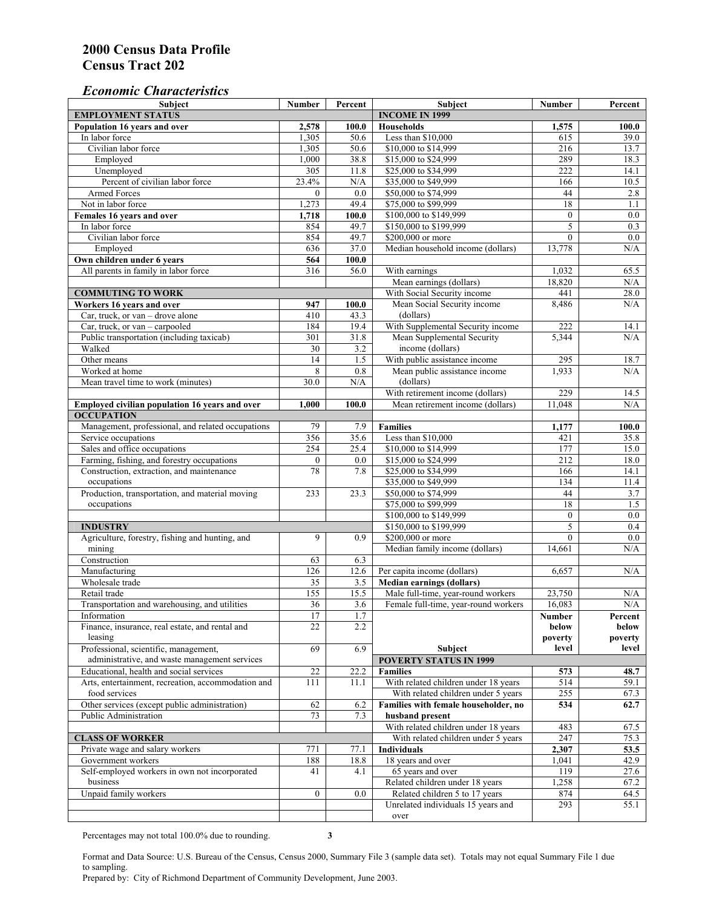# 2000 Census Data Profile
# Census Tract 202

## *Economic Characteristics*

| Subject | Number | Percent |
|---|---|---|
| **EMPLOYMENT STATUS** | | |
| **Population 16 years and over** | **2,578** | **100.0** |
| In labor force | 1,305 | 50.6 |
| Civilian labor force | 1,305 | 50.6 |
| Employed | 1,000 | 38.8 |
| Unemployed | 305 | 11.8 |
| Percent of civilian labor force | 23.4% | N/A |
| Armed Forces | 0 | 0.0 |
| Not in labor force | 1,273 | 49.4 |
| **Females 16 years and over** | **1,718** | **100.0** |
| In labor force | 854 | 49.7 |
| Civilian labor force | 854 | 49.7 |
| Employed | 636 | 37.0 |
| **Own children under 6 years** | **564** | **100.0** |
| All parents in family in labor force | 316 | 56.0 |
| **COMMUTING TO WORK** | | |
| **Workers 16 years and over** | **947** | **100.0** |
| Car, truck, or van – drove alone | 410 | 43.3 |
| Car, truck, or van – carpooled | 184 | 19.4 |
| Public transportation (including taxicab) | 301 | 31.8 |
| Walked | 30 | 3.2 |
| Other means | 14 | 1.5 |
| Worked at home | 8 | 0.8 |
| Mean travel time to work (minutes) | 30.0 | N/A |
| **Employed civilian population 16 years and over** | **1,000** | **100.0** |
| **OCCUPATION** | | |
| Management, professional, and related occupations | 79 | 7.9 |
| Service occupations | 356 | 35.6 |
| Sales and office occupations | 254 | 25.4 |
| Farming, fishing, and forestry occupations | 0 | 0.0 |
| Construction, extraction, and maintenance occupations | 78 | 7.8 |
| Production, transportation, and material moving occupations | 233 | 23.3 |
| **INDUSTRY** | | |
| Agriculture, forestry, fishing and hunting, and mining | 9 | 0.9 |
| Construction | 63 | 6.3 |
| Manufacturing | 126 | 12.6 |
| Wholesale trade | 35 | 3.5 |
| Retail trade | 155 | 15.5 |
| Transportation and warehousing, and utilities | 36 | 3.6 |
| Information | 17 | 1.7 |
| Finance, insurance, real estate, and rental and leasing | 22 | 2.2 |
| Professional, scientific, management, administrative, and waste management services | 69 | 6.9 |
| Educational, health and social services | 22 | 22.2 |
| Arts, entertainment, recreation, accommodation and food services | 111 | 11.1 |
| Other services (except public administration) | 62 | 6.2 |
| Public Administration | 73 | 7.3 |
| **CLASS OF WORKER** | | |
| Private wage and salary workers | 771 | 77.1 |
| Government workers | 188 | 18.8 |
| Self-employed workers in own not incorporated business | 41 | 4.1 |
| Unpaid family workers | 0 | 0.0 |

| Subject | Number | Percent |
|---|---|---|
| **INCOME IN 1999** | | |
| **Households** | **1,575** | **100.0** |
| Less than $10,000 | 615 | 39.0 |
| $10,000 to $14,999 | 216 | 13.7 |
| $15,000 to $24,999 | 289 | 18.3 |
| $25,000 to $34,999 | 222 | 14.1 |
| $35,000 to $49,999 | 166 | 10.5 |
| $50,000 to $74,999 | 44 | 2.8 |
| $75,000 to $99,999 | 18 | 1.1 |
| $100,000 to $149,999 | 0 | 0.0 |
| $150,000 to $199,999 | 5 | 0.3 |
| $200,000 or more | 0 | 0.0 |
| Median household income (dollars) | 13,778 | N/A |
| With earnings | 1,032 | 65.5 |
| Mean earnings (dollars) | 18,820 | N/A |
| With Social Security income | 441 | 28.0 |
| Mean Social Security income (dollars) | 8,486 | N/A |
| With Supplemental Security income | 222 | 14.1 |
| Mean Supplemental Security income (dollars) | 5,344 | N/A |
| With public assistance income | 295 | 18.7 |
| Mean public assistance income (dollars) | 1,933 | N/A |
| With retirement income (dollars) | 229 | 14.5 |
| Mean retirement income (dollars) | 11,048 | N/A |
| **Families** | **1,177** | **100.0** |
| Less than $10,000 | 421 | 35.8 |
| $10,000 to $14,999 | 177 | 15.0 |
| $15,000 to $24,999 | 212 | 18.0 |
| $25,000 to $34,999 | 166 | 14.1 |
| $35,000 to $49,999 | 134 | 11.4 |
| $50,000 to $74,999 | 44 | 3.7 |
| $75,000 to $99,999 | 18 | 1.5 |
| $100,000 to $149,999 | 0 | 0.0 |
| $150,000 to $199,999 | 5 | 0.4 |
| $200,000 or more | 0 | 0.0 |
| Median family income (dollars) | 14,661 | N/A |
| Per capita income (dollars) | 6,657 | N/A |
| **Median earnings (dollars)** | | |
| Male full-time, year-round workers | 23,750 | N/A |
| Female full-time, year-round workers | 16,083 | N/A |

| Subject | Number below poverty level | Percent below poverty level |
|---|---|---|
| **POVERTY STATUS IN 1999** | | |
| **Families** | **573** | **48.7** |
| With related children under 18 years | 514 | 59.1 |
| With related children under 5 years | 255 | 67.3 |
| **Families with female householder, no husband present** | **534** | **62.7** |
| With related children under 18 years | 483 | 67.5 |
| With related children under 5 years | 247 | 75.3 |
| **Individuals** | **2,307** | **53.5** |
| 18 years and over | 1,041 | 42.9 |
| 65 years and over | 119 | 27.6 |
| Related children under 18 years | 1,258 | 67.2 |
| Related children 5 to 17 years | 874 | 64.5 |
| Unrelated individuals 15 years and over | 293 | 55.1 |

Percentages may not total 100.0% due to rounding.

Format and Data Source: U.S. Bureau of the Census, Census 2000, Summary File 3 (sample data set). Totals may not equal Summary File 1 due to sampling.
Prepared by: City of Richmond Department of Community Development, June 2003.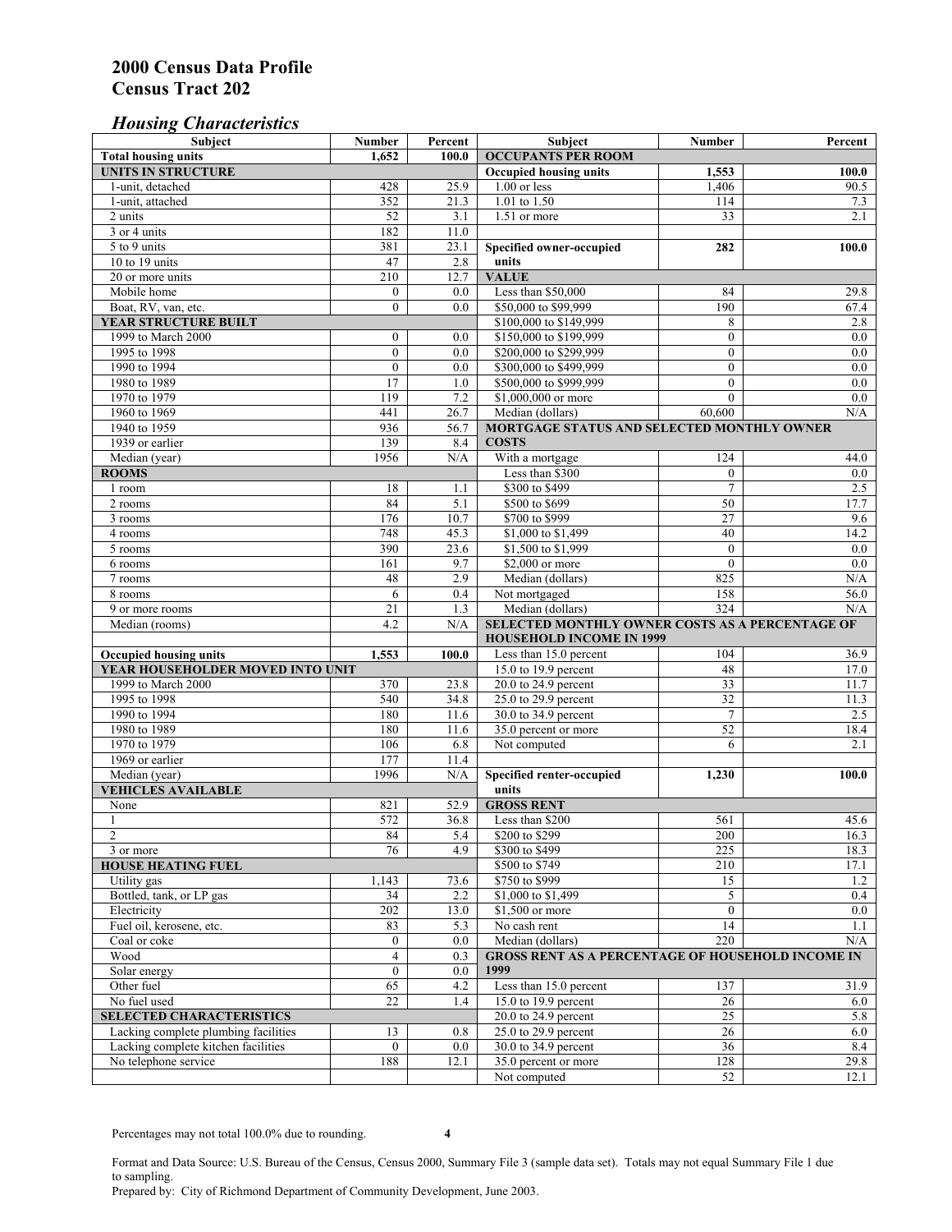# 2000 Census Data Profile
# Census Tract 202

## *Housing Characteristics*

| Subject | Number | Percent | Subject | Number | Percent |
|---|---|---|---|---|---|
| **Total housing units** | **1,652** | **100.0** | **OCCUPANTS PER ROOM** | | |
| **UNITS IN STRUCTURE** | | | **Occupied housing units** | **1,553** | **100.0** |
| 1-unit, detached | 428 | 25.9 | 1.00 or less | 1,406 | 90.5 |
| 1-unit, attached | 352 | 21.3 | 1.01 to 1.50 | 114 | 7.3 |
| 2 units | 52 | 3.1 | 1.51 or more | 33 | 2.1 |
| 3 or 4 units | 182 | 11.0 | | | |
| 5 to 9 units | 381 | 23.1 | **Specified owner-occupied units** | **282** | **100.0** |
| 10 to 19 units | 47 | 2.8 | | | |
| 20 or more units | 210 | 12.7 | **VALUE** | | |
| Mobile home | 0 | 0.0 | Less than $50,000 | 84 | 29.8 |
| Boat, RV, van, etc. | 0 | 0.0 | $50,000 to $99,999 | 190 | 67.4 |
| **YEAR STRUCTURE BUILT** | | | $100,000 to $149,999 | 8 | 2.8 |
| 1999 to March 2000 | 0 | 0.0 | $150,000 to $199,999 | 0 | 0.0 |
| 1995 to 1998 | 0 | 0.0 | $200,000 to $299,999 | 0 | 0.0 |
| 1990 to 1994 | 0 | 0.0 | $300,000 to $499,999 | 0 | 0.0 |
| 1980 to 1989 | 17 | 1.0 | $500,000 to $999,999 | 0 | 0.0 |
| 1970 to 1979 | 119 | 7.2 | $1,000,000 or more | 0 | 0.0 |
| 1960 to 1969 | 441 | 26.7 | Median (dollars) | 60,600 | N/A |
| 1940 to 1959 | 936 | 56.7 | **MORTGAGE STATUS AND SELECTED MONTHLY OWNER COSTS** | | |
| 1939 or earlier | 139 | 8.4 | | | |
| Median (year) | 1956 | N/A | With a mortgage | 124 | 44.0 |
| **ROOMS** | | | Less than $300 | 0 | 0.0 |
| 1 room | 18 | 1.1 | $300 to $499 | 7 | 2.5 |
| 2 rooms | 84 | 5.1 | $500 to $699 | 50 | 17.7 |
| 3 rooms | 176 | 10.7 | $700 to $999 | 27 | 9.6 |
| 4 rooms | 748 | 45.3 | $1,000 to $1,499 | 40 | 14.2 |
| 5 rooms | 390 | 23.6 | $1,500 to $1,999 | 0 | 0.0 |
| 6 rooms | 161 | 9.7 | $2,000 or more | 0 | 0.0 |
| 7 rooms | 48 | 2.9 | Median (dollars) | 825 | N/A |
| 8 rooms | 6 | 0.4 | Not mortgaged | 158 | 56.0 |
| 9 or more rooms | 21 | 1.3 | Median (dollars) | 324 | N/A |
| Median (rooms) | 4.2 | N/A | **SELECTED MONTHLY OWNER COSTS AS A PERCENTAGE OF HOUSEHOLD INCOME IN 1999** | | |
| **Occupied housing units** | **1,553** | **100.0** | Less than 15.0 percent | 104 | 36.9 |
| **YEAR HOUSEHOLDER MOVED INTO UNIT** | | | 15.0 to 19.9 percent | 48 | 17.0 |
| 1999 to March 2000 | 370 | 23.8 | 20.0 to 24.9 percent | 33 | 11.7 |
| 1995 to 1998 | 540 | 34.8 | 25.0 to 29.9 percent | 32 | 11.3 |
| 1990 to 1994 | 180 | 11.6 | 30.0 to 34.9 percent | 7 | 2.5 |
| 1980 to 1989 | 180 | 11.6 | 35.0 percent or more | 52 | 18.4 |
| 1970 to 1979 | 106 | 6.8 | Not computed | 6 | 2.1 |
| 1969 or earlier | 177 | 11.4 | | | |
| Median (year) | 1996 | N/A | **Specified renter-occupied units** | **1,230** | **100.0** |
| **VEHICLES AVAILABLE** | | | **GROSS RENT** | | |
| None | 821 | 52.9 | Less than $200 | 561 | 45.6 |
| 1 | 572 | 36.8 | $200 to $299 | 200 | 16.3 |
| 2 | 84 | 5.4 | $300 to $499 | 225 | 18.3 |
| 3 or more | 76 | 4.9 | $500 to $749 | 210 | 17.1 |
| **HOUSE HEATING FUEL** | | | $750 to $999 | 15 | 1.2 |
| Utility gas | 1,143 | 73.6 | $1,000 to $1,499 | 5 | 0.4 |
| Bottled, tank, or LP gas | 34 | 2.2 | $1,500 or more | 0 | 0.0 |
| Electricity | 202 | 13.0 | No cash rent | 14 | 1.1 |
| Fuel oil, kerosene, etc. | 83 | 5.3 | Median (dollars) | 220 | N/A |
| Coal or coke | 0 | 0.0 | **GROSS RENT AS A PERCENTAGE OF HOUSEHOLD INCOME IN 1999** | | |
| Wood | 4 | 0.3 | | | |
| Solar energy | 0 | 0.0 | | | |
| Other fuel | 65 | 4.2 | Less than 15.0 percent | 137 | 31.9 |
| No fuel used | 22 | 1.4 | 15.0 to 19.9 percent | 26 | 6.0 |
| **SELECTED CHARACTERISTICS** | | | 20.0 to 24.9 percent | 25 | 5.8 |
| Lacking complete plumbing facilities | 13 | 0.8 | 25.0 to 29.9 percent | 26 | 6.0 |
| Lacking complete kitchen facilities | 0 | 0.0 | 30.0 to 34.9 percent | 36 | 8.4 |
| No telephone service | 188 | 12.1 | 35.0 percent or more | 128 | 29.8 |
| | | | Not computed | 52 | 12.1 |

Percentages may not total 100.0% due to rounding.

Format and Data Source: U.S. Bureau of the Census, Census 2000, Summary File 3 (sample data set). Totals may not equal Summary File 1 due to sampling.
Prepared by: City of Richmond Department of Community Development, June 2003.